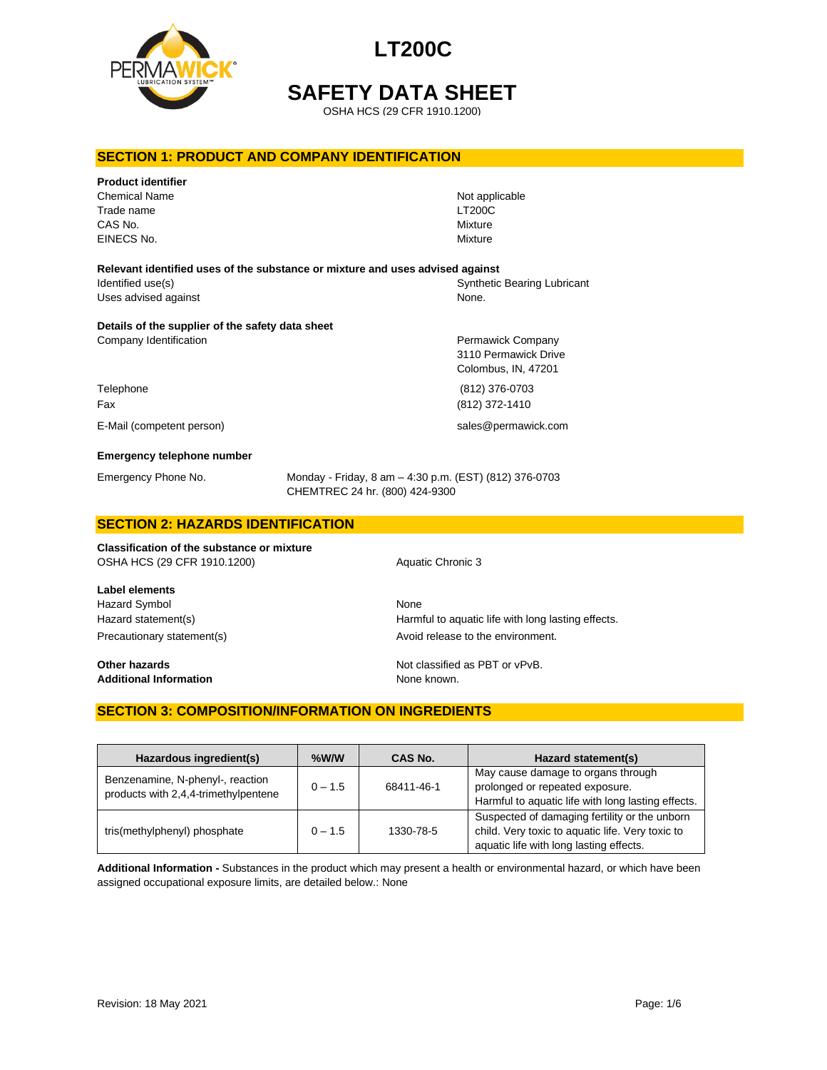# LT200C

# SAFETY DATA SHEET

OSHA HCS (29 CFR 1910.1200)

## SECTION 1: PRODUCT AND COMPANY IDENTIFICATION

**Product identifier**

| | |
|---|---|
| Chemical Name | Not applicable |
| Trade name | LT200C |
| CAS No. | Mixture |
| EINECS No. | Mixture |

**Relevant identified uses of the substance or mixture and uses advised against**

| | |
|---|---|
| Identified use(s) | Synthetic Bearing Lubricant |
| Uses advised against | None. |

**Details of the supplier of the safety data sheet**

| | |
|---|---|
| Company Identification | Permawick Company<br>3110 Permawick Drive<br>Colombus, IN, 47201 |
| Telephone | (812) 376-0703 |
| Fax | (812) 372-1410 |
| E-Mail (competent person) | sales@permawick.com |

**Emergency telephone number**

| | |
|---|---|
| Emergency Phone No. | Monday - Friday, 8 am – 4:30 p.m. (EST) (812) 376-0703<br>CHEMTREC 24 hr. (800) 424-9300 |

## SECTION 2: HAZARDS IDENTIFICATION

**Classification of the substance or mixture**

| | |
|---|---|
| OSHA HCS (29 CFR 1910.1200) | Aquatic Chronic 3 |

**Label elements**

| | |
|---|---|
| Hazard Symbol | None |
| Hazard statement(s) | Harmful to aquatic life with long lasting effects. |
| Precautionary statement(s) | Avoid release to the environment. |

| | |
|---|---|
| **Other hazards** | Not classified as PBT or vPvB. |
| **Additional Information** | None known. |

## SECTION 3: COMPOSITION/INFORMATION ON INGREDIENTS

| Hazardous ingredient(s) | %W/W | CAS No. | Hazard statement(s) |
|---|---|---|---|
| Benzenamine, N-phenyl-, reaction products with 2,4,4-trimethylpentene | 0 – 1.5 | 68411-46-1 | May cause damage to organs through prolonged or repeated exposure. Harmful to aquatic life with long lasting effects. |
| tris(methylphenyl) phosphate | 0 – 1.5 | 1330-78-5 | Suspected of damaging fertility or the unborn child. Very toxic to aquatic life. Very toxic to aquatic life with long lasting effects. |

**Additional Information -** Substances in the product which may present a health or environmental hazard, or which have been assigned occupational exposure limits, are detailed below.: None

Revision: 18 May 2021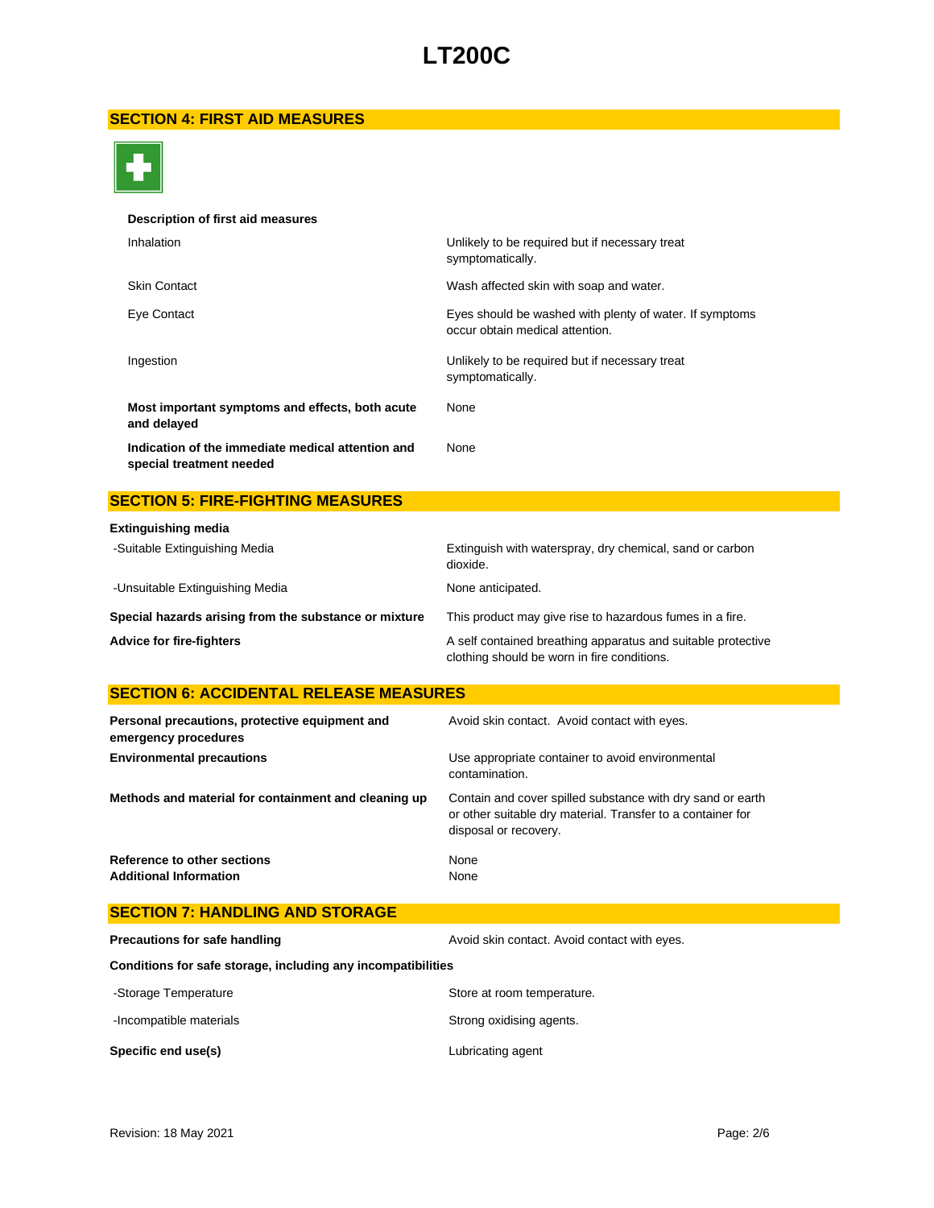## SECTION 4: FIRST AID MEASURES

**Description of first aid measures**

| | |
|---|---|
| Inhalation | Unlikely to be required but if necessary treat symptomatically. |
| Skin Contact | Wash affected skin with soap and water. |
| Eye Contact | Eyes should be washed with plenty of water. If symptoms occur obtain medical attention. |
| Ingestion | Unlikely to be required but if necessary treat symptomatically. |
| **Most important symptoms and effects, both acute and delayed** | None |
| **Indication of the immediate medical attention and special treatment needed** | None |

## SECTION 5: FIRE-FIGHTING MEASURES

**Extinguishing media**

| | |
|---|---|
| -Suitable Extinguishing Media | Extinguish with waterspray, dry chemical, sand or carbon dioxide. |
| -Unsuitable Extinguishing Media | None anticipated. |
| **Special hazards arising from the substance or mixture** | This product may give rise to hazardous fumes in a fire. |
| **Advice for fire-fighters** | A self contained breathing apparatus and suitable protective clothing should be worn in fire conditions. |

## SECTION 6: ACCIDENTAL RELEASE MEASURES

| | |
|---|---|
| **Personal precautions, protective equipment and emergency procedures** | Avoid skin contact. Avoid contact with eyes. |
| **Environmental precautions** | Use appropriate container to avoid environmental contamination. |
| **Methods and material for containment and cleaning up** | Contain and cover spilled substance with dry sand or earth or other suitable dry material. Transfer to a container for disposal or recovery. |
| **Reference to other sections** | None |
| **Additional Information** | None |

## SECTION 7: HANDLING AND STORAGE

| | |
|---|---|
| **Precautions for safe handling** | Avoid skin contact. Avoid contact with eyes. |

**Conditions for safe storage, including any incompatibilities**

| | |
|---|---|
| -Storage Temperature | Store at room temperature. |
| -Incompatible materials | Strong oxidising agents. |
| **Specific end use(s)** | Lubricating agent |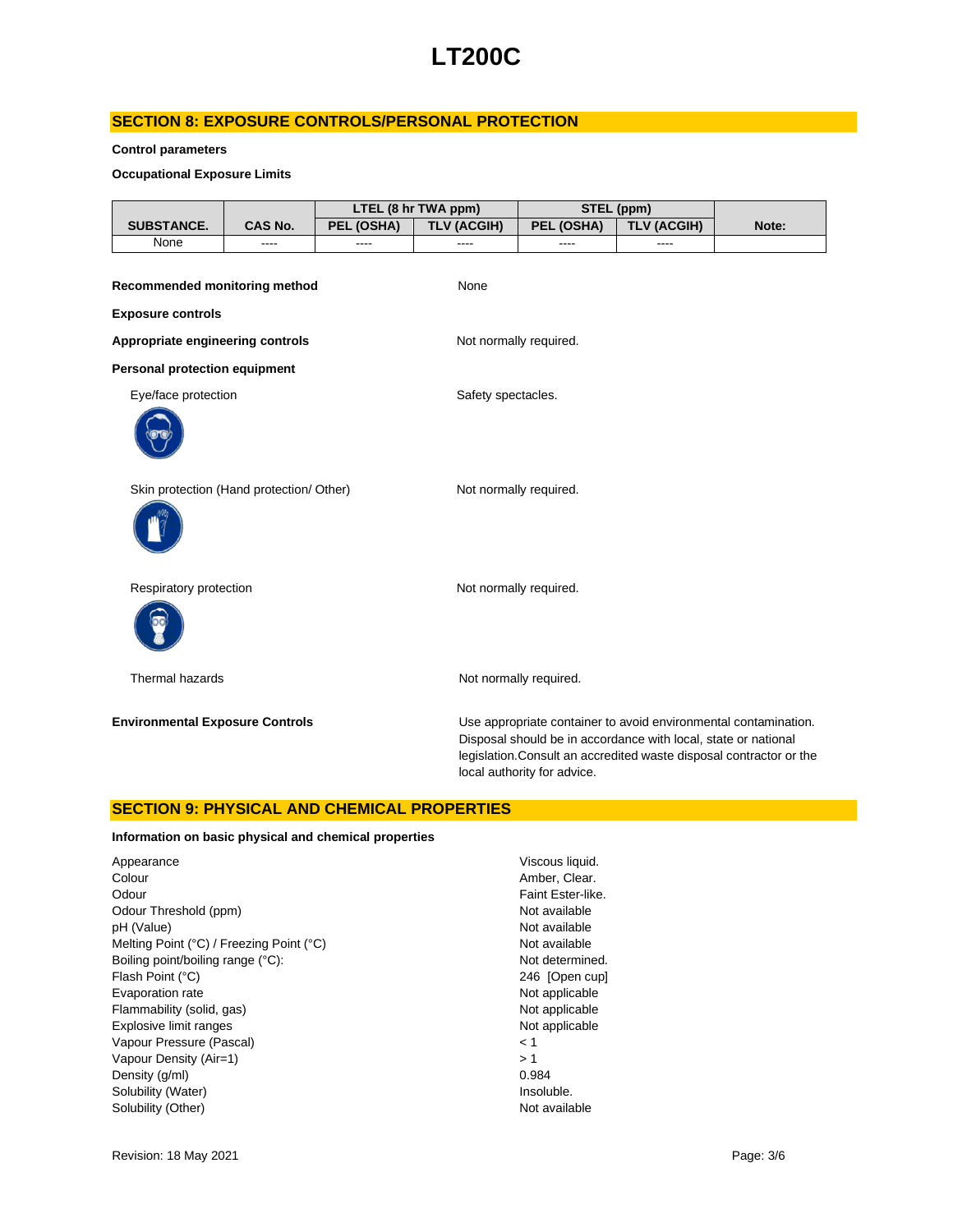## SECTION 8: EXPOSURE CONTROLS/PERSONAL PROTECTION

**Control parameters**

**Occupational Exposure Limits**

| SUBSTANCE. | CAS No. | LTEL (8 hr TWA ppm) | | STEL (ppm) | | Note: |
|---|---|---|---|---|---|---|
| | | PEL (OSHA) | TLV (ACGIH) | PEL (OSHA) | TLV (ACGIH) | |
| None | ---- | ---- | ---- | ---- | ---- | |

**Recommended monitoring method** None

**Exposure controls**

**Appropriate engineering controls** Not normally required.

**Personal protection equipment**

Eye/face protection: Safety spectacles.

Skin protection (Hand protection/ Other): Not normally required.

Respiratory protection: Not normally required.

Thermal hazards: Not normally required.

**Environmental Exposure Controls** Use appropriate container to avoid environmental contamination. Disposal should be in accordance with local, state or national legislation.Consult an accredited waste disposal contractor or the local authority for advice.

## SECTION 9: PHYSICAL AND CHEMICAL PROPERTIES

**Information on basic physical and chemical properties**

| | |
|---|---|
| Appearance | Viscous liquid. |
| Colour | Amber, Clear. |
| Odour | Faint Ester-like. |
| Odour Threshold (ppm) | Not available |
| pH (Value) | Not available |
| Melting Point (°C) / Freezing Point (°C) | Not available |
| Boiling point/boiling range (°C): | Not determined. |
| Flash Point (°C) | 246 [Open cup] |
| Evaporation rate | Not applicable |
| Flammability (solid, gas) | Not applicable |
| Explosive limit ranges | Not applicable |
| Vapour Pressure (Pascal) | < 1 |
| Vapour Density (Air=1) | > 1 |
| Density (g/ml) | 0.984 |
| Solubility (Water) | Insoluble. |
| Solubility (Other) | Not available |

Revision: 18 May 2021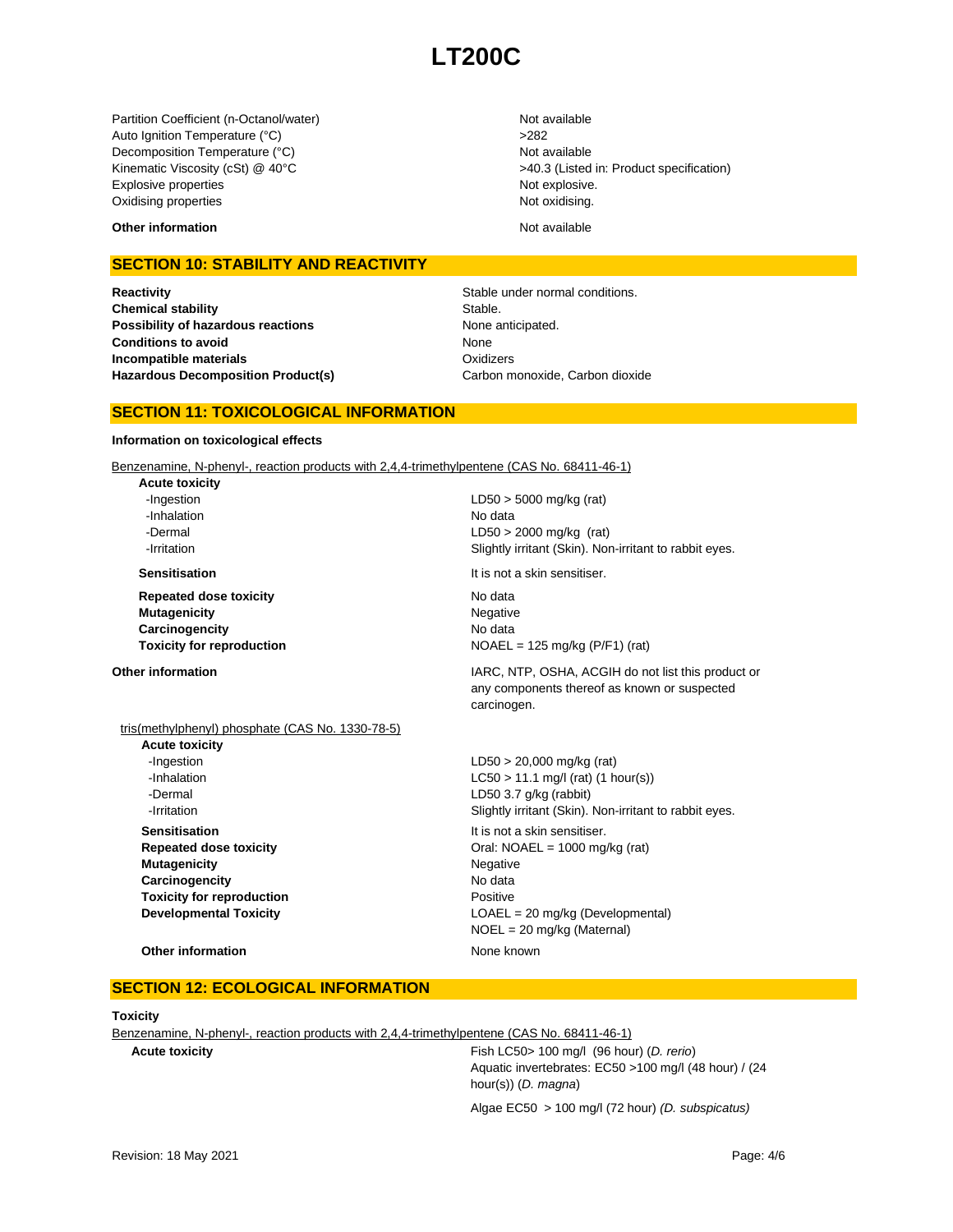| | |
|---|---|
| Partition Coefficient (n-Octanol/water) | Not available |
| Auto Ignition Temperature (°C) | >282 |
| Decomposition Temperature (°C) | Not available |
| Kinematic Viscosity (cSt) @ 40°C | >40.3 (Listed in: Product specification) |
| Explosive properties | Not explosive. |
| Oxidising properties | Not oxidising. |

**Other information** Not available

## SECTION 10: STABILITY AND REACTIVITY

| | |
|---|---|
| **Reactivity** | Stable under normal conditions. |
| **Chemical stability** | Stable. |
| **Possibility of hazardous reactions** | None anticipated. |
| **Conditions to avoid** | None |
| **Incompatible materials** | Oxidizers |
| **Hazardous Decomposition Product(s)** | Carbon monoxide, Carbon dioxide |

## SECTION 11: TOXICOLOGICAL INFORMATION

**Information on toxicological effects**

Benzenamine, N-phenyl-, reaction products with 2,4,4-trimethylpentene (CAS No. 68411-46-1)

| | |
|---|---|
| **Acute toxicity** | |
| -Ingestion | LD50 > 5000 mg/kg (rat) |
| -Inhalation | No data |
| -Dermal | LD50 > 2000 mg/kg (rat) |
| -Irritation | Slightly irritant (Skin). Non-irritant to rabbit eyes. |
| **Sensitisation** | It is not a skin sensitiser. |
| **Repeated dose toxicity** | No data |
| **Mutagenicity** | Negative |
| **Carcinogencity** | No data |
| **Toxicity for reproduction** | NOAEL = 125 mg/kg (P/F1) (rat) |
| **Other information** | IARC, NTP, OSHA, ACGIH do not list this product or any components thereof as known or suspected carcinogen. |

tris(methylphenyl) phosphate (CAS No. 1330-78-5)

| | |
|---|---|
| **Acute toxicity** | |
| -Ingestion | LD50 > 20,000 mg/kg (rat) |
| -Inhalation | LC50 > 11.1 mg/l (rat) (1 hour(s)) |
| -Dermal | LD50 3.7 g/kg (rabbit) |
| -Irritation | Slightly irritant (Skin). Non-irritant to rabbit eyes. |
| **Sensitisation** | It is not a skin sensitiser. |
| **Repeated dose toxicity** | Oral: NOAEL = 1000 mg/kg (rat) |
| **Mutagenicity** | Negative |
| **Carcinogencity** | No data |
| **Toxicity for reproduction** | Positive |
| **Developmental Toxicity** | LOAEL = 20 mg/kg (Developmental)<br>NOEL = 20 mg/kg (Maternal) |
| **Other information** | None known |

## SECTION 12: ECOLOGICAL INFORMATION

**Toxicity**

Benzenamine, N-phenyl-, reaction products with 2,4,4-trimethylpentene (CAS No. 68411-46-1)

| | |
|---|---|
| **Acute toxicity** | Fish LC50> 100 mg/l (96 hour) (*D. rerio*)<br>Aquatic invertebrates: EC50 >100 mg/l (48 hour) / (24 hour(s)) (*D. magna*)<br>Algae EC50 > 100 mg/l (72 hour) *(D. subspicatus)* |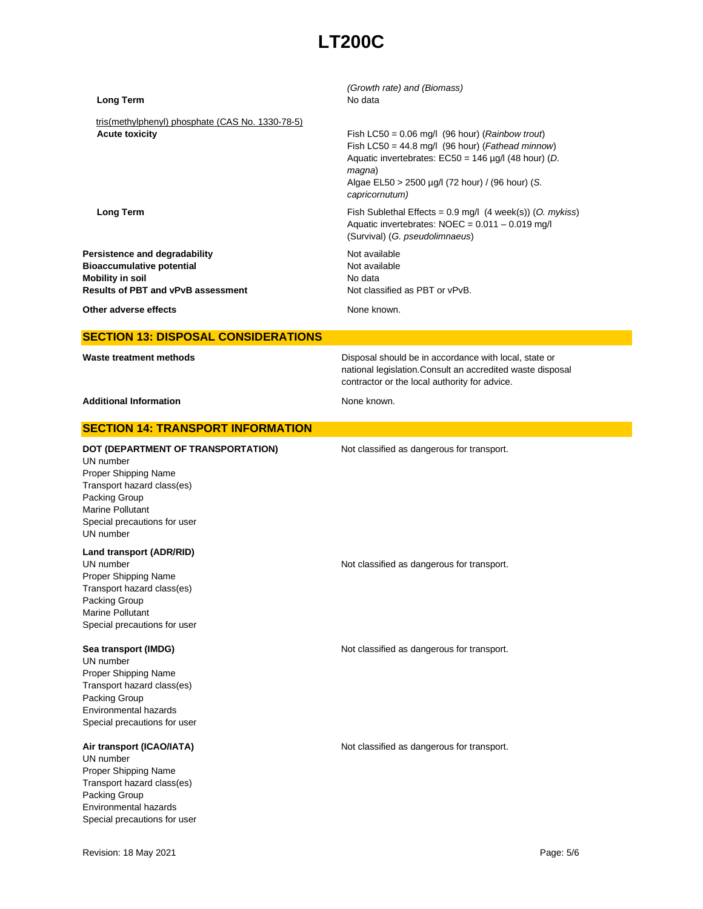| | |
|---|---|
| | *(Growth rate) and (Biomass)* |
| **Long Term** | No data |

tris(methylphenyl) phosphate (CAS No. 1330-78-5)

| | |
|---|---|
| **Acute toxicity** | Fish LC50 = 0.06 mg/l (96 hour) (*Rainbow trout*)<br>Fish LC50 = 44.8 mg/l (96 hour) (*Fathead minnow*)<br>Aquatic invertebrates: EC50 = 146 µg/l (48 hour) (*D. magna*)<br>Algae EL50 > 2500 µg/l (72 hour) / (96 hour) (*S. capricornutum)* |
| **Long Term** | Fish Sublethal Effects = 0.9 mg/l (4 week(s)) (*O. mykiss*)<br>Aquatic invertebrates: NOEC = 0.011 – 0.019 mg/l (Survival) (*G. pseudolimnaeus*) |

| | |
|---|---|
| **Persistence and degradability** | Not available |
| **Bioaccumulative potential** | Not available |
| **Mobility in soil** | No data |
| **Results of PBT and vPvB assessment** | Not classified as PBT or vPvB. |
| **Other adverse effects** | None known. |

## SECTION 13: DISPOSAL CONSIDERATIONS

| | |
|---|---|
| **Waste treatment methods** | Disposal should be in accordance with local, state or national legislation.Consult an accredited waste disposal contractor or the local authority for advice. |
| **Additional Information** | None known. |

## SECTION 14: TRANSPORT INFORMATION

**DOT (DEPARTMENT OF TRANSPORTATION)** — Not classified as dangerous for transport.

UN number
Proper Shipping Name
Transport hazard class(es)
Packing Group
Marine Pollutant
Special precautions for user
UN number

**Land transport (ADR/RID)**

UN number — Not classified as dangerous for transport.
Proper Shipping Name
Transport hazard class(es)
Packing Group
Marine Pollutant
Special precautions for user

**Sea transport (IMDG)** — Not classified as dangerous for transport.

UN number
Proper Shipping Name
Transport hazard class(es)
Packing Group
Environmental hazards
Special precautions for user

**Air transport (ICAO/IATA)** — Not classified as dangerous for transport.

UN number
Proper Shipping Name
Transport hazard class(es)
Packing Group
Environmental hazards
Special precautions for user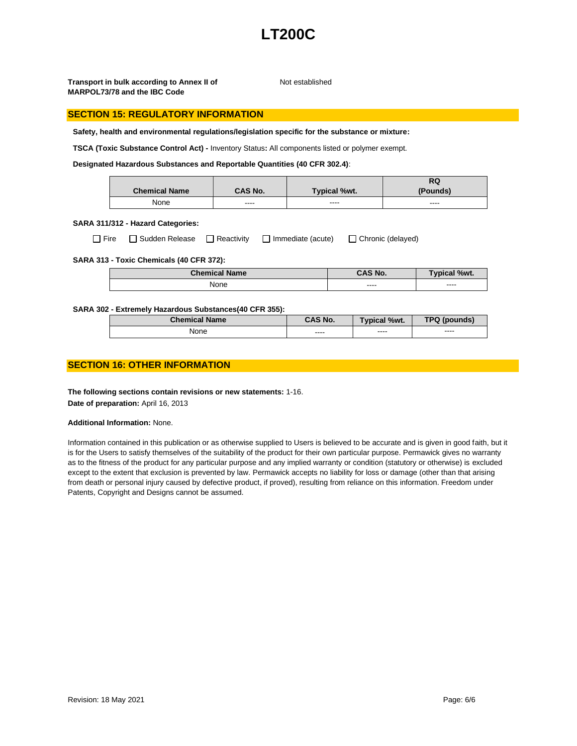**Transport in bulk according to Annex II of MARPOL73/78 and the IBC Code** Not established

## SECTION 15: REGULATORY INFORMATION

**Safety, health and environmental regulations/legislation specific for the substance or mixture:**

**TSCA (Toxic Substance Control Act) -** Inventory Status**:** All components listed or polymer exempt.

**Designated Hazardous Substances and Reportable Quantities (40 CFR 302.4)**:

| Chemical Name | CAS No. | Typical %wt. | RQ (Pounds) |
|---|---|---|---|
| None | ---- | ---- | ---- |

**SARA 311/312 - Hazard Categories:**

☐ Fire ☐ Sudden Release ☐ Reactivity ☐ Immediate (acute) ☐ Chronic (delayed)

**SARA 313 - Toxic Chemicals (40 CFR 372):**

| Chemical Name | CAS No. | Typical %wt. |
|---|---|---|
| None | ---- | ---- |

**SARA 302 - Extremely Hazardous Substances(40 CFR 355):**

| Chemical Name | CAS No. | Typical %wt. | TPQ (pounds) |
|---|---|---|---|
| None | ---- | ---- | ---- |

## SECTION 16: OTHER INFORMATION

**The following sections contain revisions or new statements:** 1-16.
**Date of preparation:** April 16, 2013

**Additional Information:** None.

Information contained in this publication or as otherwise supplied to Users is believed to be accurate and is given in good faith, but it is for the Users to satisfy themselves of the suitability of the product for their own particular purpose. Permawick gives no warranty as to the fitness of the product for any particular purpose and any implied warranty or condition (statutory or otherwise) is excluded except to the extent that exclusion is prevented by law. Permawick accepts no liability for loss or damage (other than that arising from death or personal injury caused by defective product, if proved), resulting from reliance on this information. Freedom under Patents, Copyright and Designs cannot be assumed.